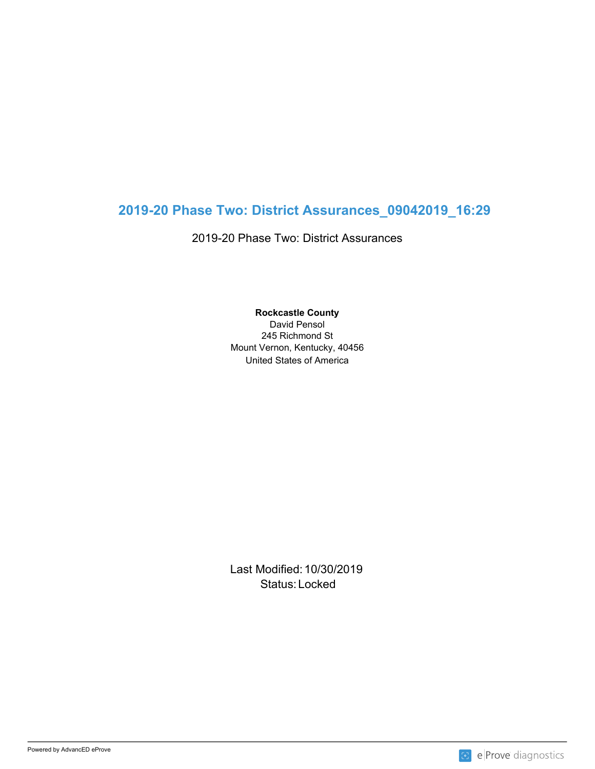# 2019-20 Phase Two: District Assurances_09042019_16:29

2019-20 Phase Two: District Assurances

**Rockcastle County**
David Pensol
245 Richmond St
Mount Vernon, Kentucky, 40456
United States of America

Last Modified: 10/30/2019
Status: Locked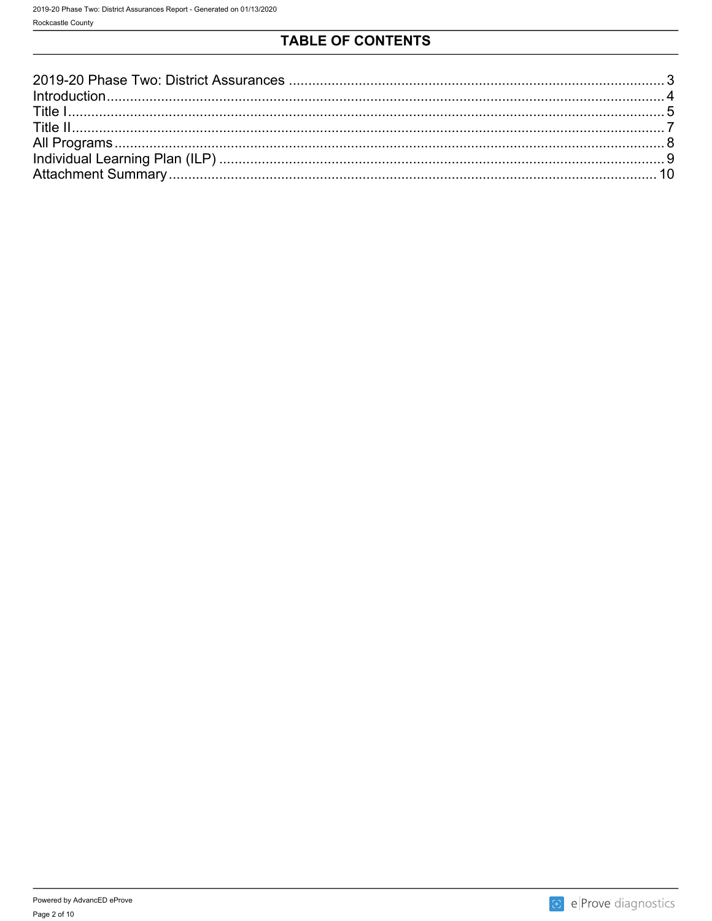# TABLE OF CONTENTS

2019-20 Phase Two: District Assurances ..... 3
Introduction ..... 4
Title I ..... 5
Title II ..... 7
All Programs ..... 8
Individual Learning Plan (ILP) ..... 9
Attachment Summary ..... 10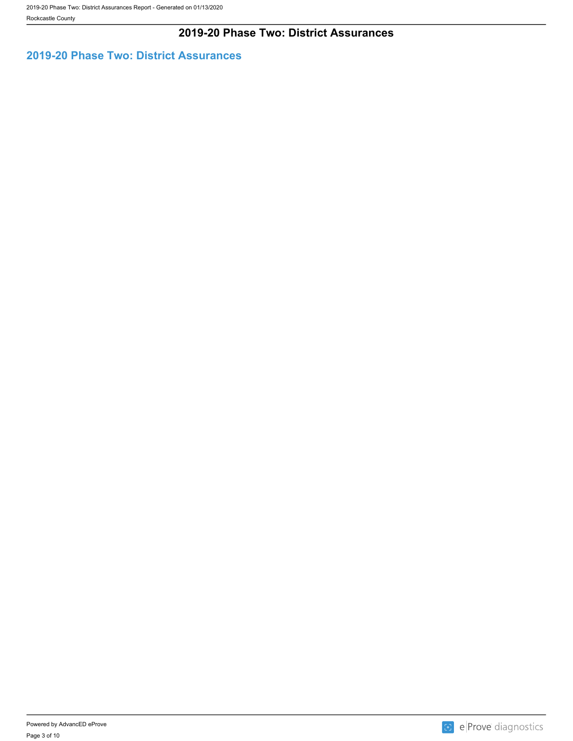# 2019-20 Phase Two: District Assurances

## 2019-20 Phase Two: District Assurances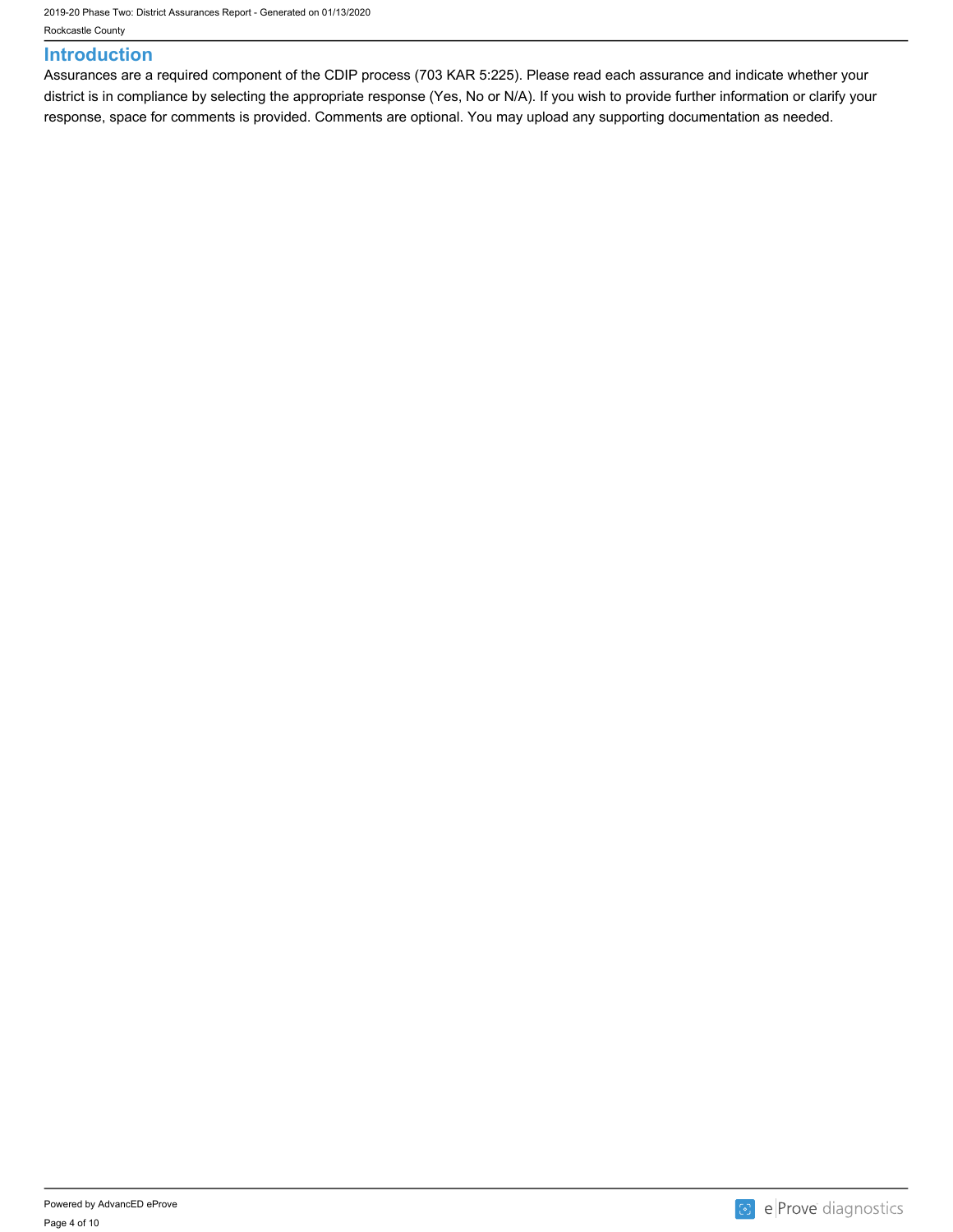## Introduction

Assurances are a required component of the CDIP process (703 KAR 5:225). Please read each assurance and indicate whether your district is in compliance by selecting the appropriate response (Yes, No or N/A). If you wish to provide further information or clarify your response, space for comments is provided. Comments are optional. You may upload any supporting documentation as needed.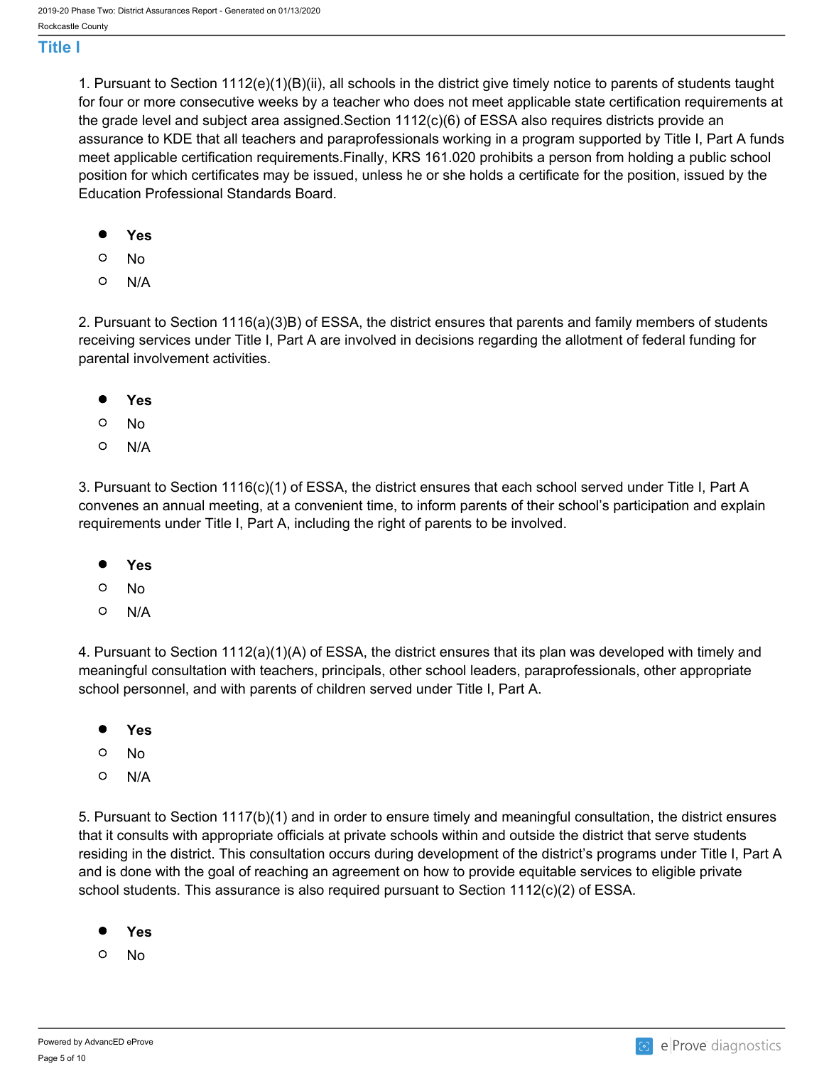## Title I

1. Pursuant to Section 1112(e)(1)(B)(ii), all schools in the district give timely notice to parents of students taught for four or more consecutive weeks by a teacher who does not meet applicable state certification requirements at the grade level and subject area assigned.Section 1112(c)(6) of ESSA also requires districts provide an assurance to KDE that all teachers and paraprofessionals working in a program supported by Title I, Part A funds meet applicable certification requirements.Finally, KRS 161.020 prohibits a person from holding a public school position for which certificates may be issued, unless he or she holds a certificate for the position, issued by the Education Professional Standards Board.

- ● **Yes**
- ○ No
- ○ N/A

2. Pursuant to Section 1116(a)(3)B) of ESSA, the district ensures that parents and family members of students receiving services under Title I, Part A are involved in decisions regarding the allotment of federal funding for parental involvement activities.

- ● **Yes**
- ○ No
- ○ N/A

3. Pursuant to Section 1116(c)(1) of ESSA, the district ensures that each school served under Title I, Part A convenes an annual meeting, at a convenient time, to inform parents of their school's participation and explain requirements under Title I, Part A, including the right of parents to be involved.

- ● **Yes**
- ○ No
- ○ N/A

4. Pursuant to Section 1112(a)(1)(A) of ESSA, the district ensures that its plan was developed with timely and meaningful consultation with teachers, principals, other school leaders, paraprofessionals, other appropriate school personnel, and with parents of children served under Title I, Part A.

- ● **Yes**
- ○ No
- ○ N/A

5. Pursuant to Section 1117(b)(1) and in order to ensure timely and meaningful consultation, the district ensures that it consults with appropriate officials at private schools within and outside the district that serve students residing in the district. This consultation occurs during development of the district's programs under Title I, Part A and is done with the goal of reaching an agreement on how to provide equitable services to eligible private school students. This assurance is also required pursuant to Section 1112(c)(2) of ESSA.

- ● **Yes**
- ○ No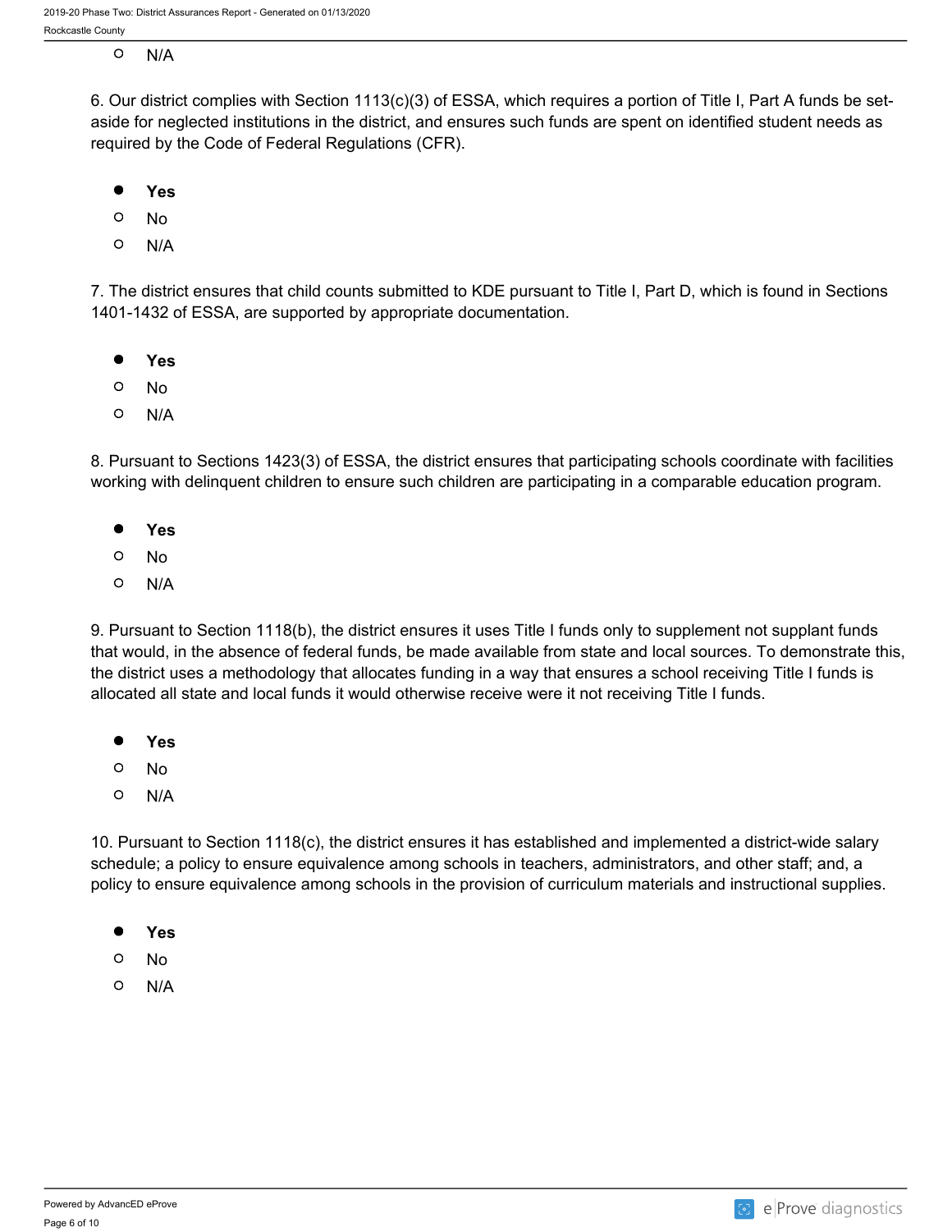- N/A

6. Our district complies with Section 1113(c)(3) of ESSA, which requires a portion of Title I, Part A funds be set-aside for neglected institutions in the district, and ensures such funds are spent on identified student needs as required by the Code of Federal Regulations (CFR).

- **Yes**
- No
- N/A

7. The district ensures that child counts submitted to KDE pursuant to Title I, Part D, which is found in Sections 1401-1432 of ESSA, are supported by appropriate documentation.

- **Yes**
- No
- N/A

8. Pursuant to Sections 1423(3) of ESSA, the district ensures that participating schools coordinate with facilities working with delinquent children to ensure such children are participating in a comparable education program.

- **Yes**
- No
- N/A

9. Pursuant to Section 1118(b), the district ensures it uses Title I funds only to supplement not supplant funds that would, in the absence of federal funds, be made available from state and local sources. To demonstrate this, the district uses a methodology that allocates funding in a way that ensures a school receiving Title I funds is allocated all state and local funds it would otherwise receive were it not receiving Title I funds.

- **Yes**
- No
- N/A

10. Pursuant to Section 1118(c), the district ensures it has established and implemented a district-wide salary schedule; a policy to ensure equivalence among schools in teachers, administrators, and other staff; and, a policy to ensure equivalence among schools in the provision of curriculum materials and instructional supplies.

- **Yes**
- No
- N/A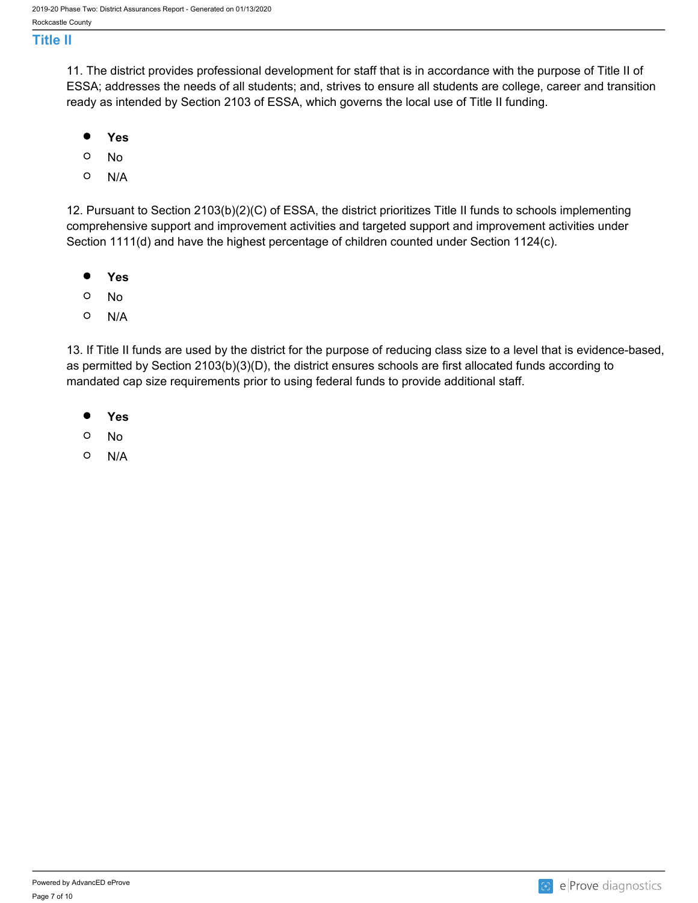## Title II

11. The district provides professional development for staff that is in accordance with the purpose of Title II of ESSA; addresses the needs of all students; and, strives to ensure all students are college, career and transition ready as intended by Section 2103 of ESSA, which governs the local use of Title II funding.

- ● **Yes**
- ○ No
- ○ N/A

12. Pursuant to Section 2103(b)(2)(C) of ESSA, the district prioritizes Title II funds to schools implementing comprehensive support and improvement activities and targeted support and improvement activities under Section 1111(d) and have the highest percentage of children counted under Section 1124(c).

- ● **Yes**
- ○ No
- ○ N/A

13. If Title II funds are used by the district for the purpose of reducing class size to a level that is evidence-based, as permitted by Section 2103(b)(3)(D), the district ensures schools are first allocated funds according to mandated cap size requirements prior to using federal funds to provide additional staff.

- ● **Yes**
- ○ No
- ○ N/A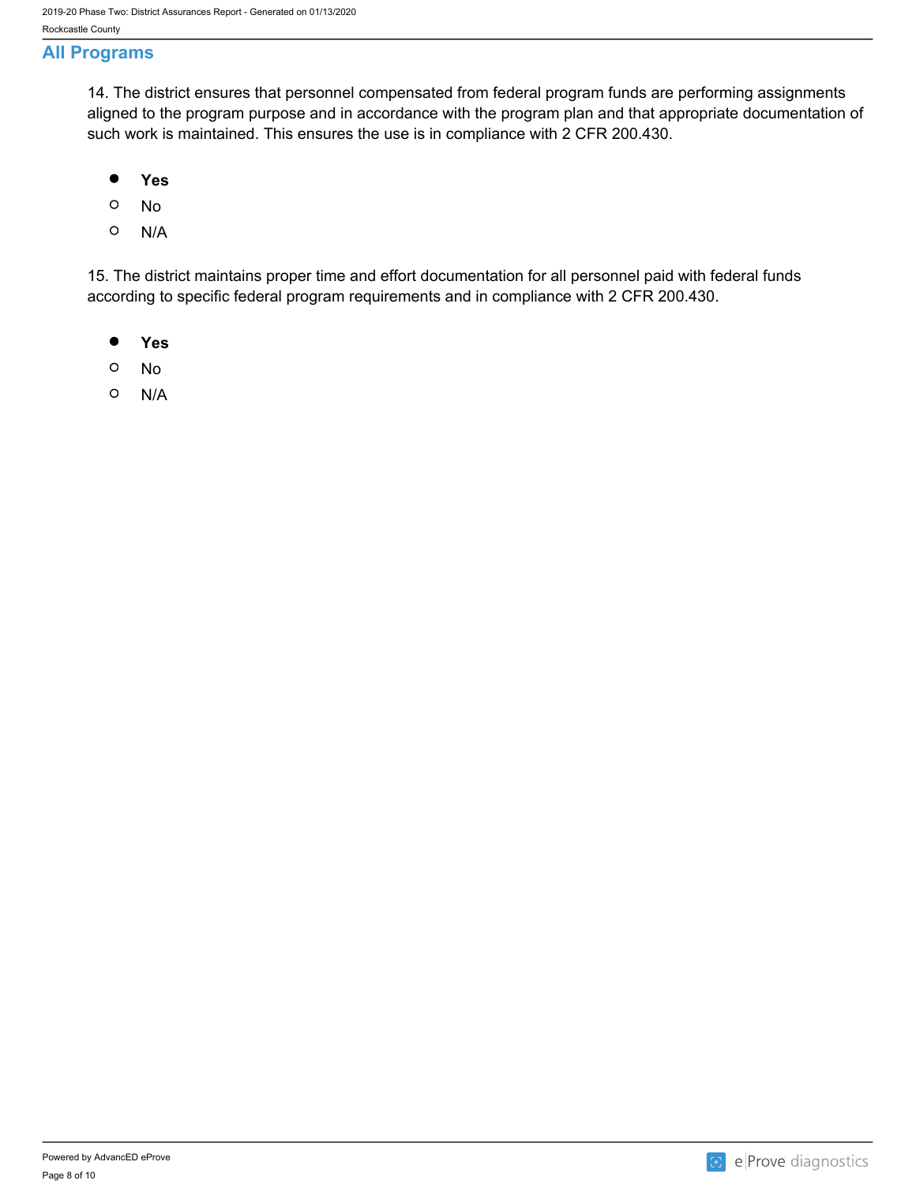## All Programs

14. The district ensures that personnel compensated from federal program funds are performing assignments aligned to the program purpose and in accordance with the program plan and that appropriate documentation of such work is maintained. This ensures the use is in compliance with 2 CFR 200.430.

- ● **Yes**
- ○ No
- ○ N/A

15. The district maintains proper time and effort documentation for all personnel paid with federal funds according to specific federal program requirements and in compliance with 2 CFR 200.430.

- ● **Yes**
- ○ No
- ○ N/A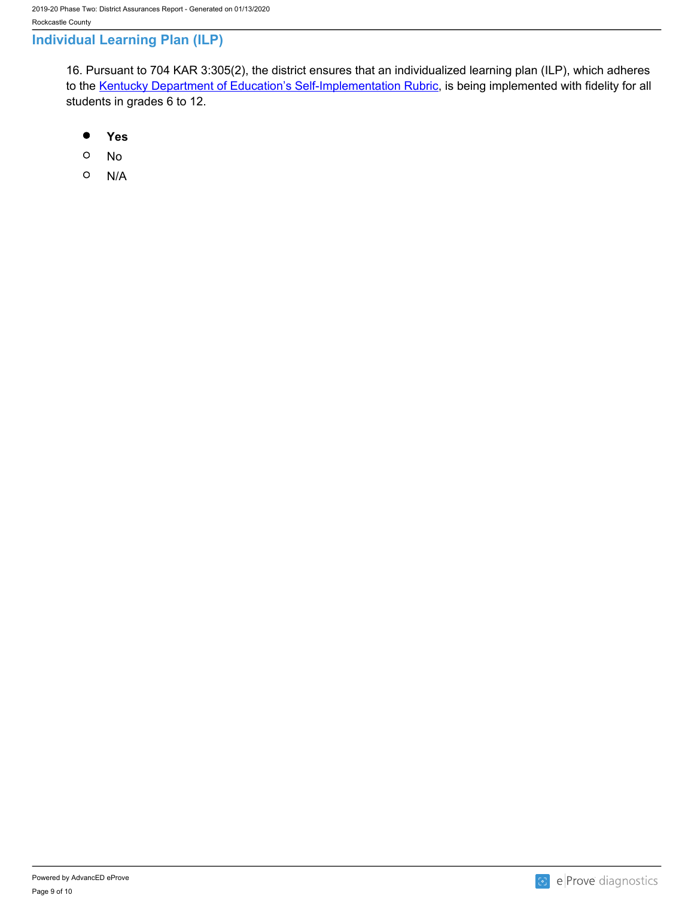## Individual Learning Plan (ILP)

16. Pursuant to 704 KAR 3:305(2), the district ensures that an individualized learning plan (ILP), which adheres to the Kentucky Department of Education's Self-Implementation Rubric, is being implemented with fidelity for all students in grades 6 to 12.

- ● **Yes**
- ○ No
- ○ N/A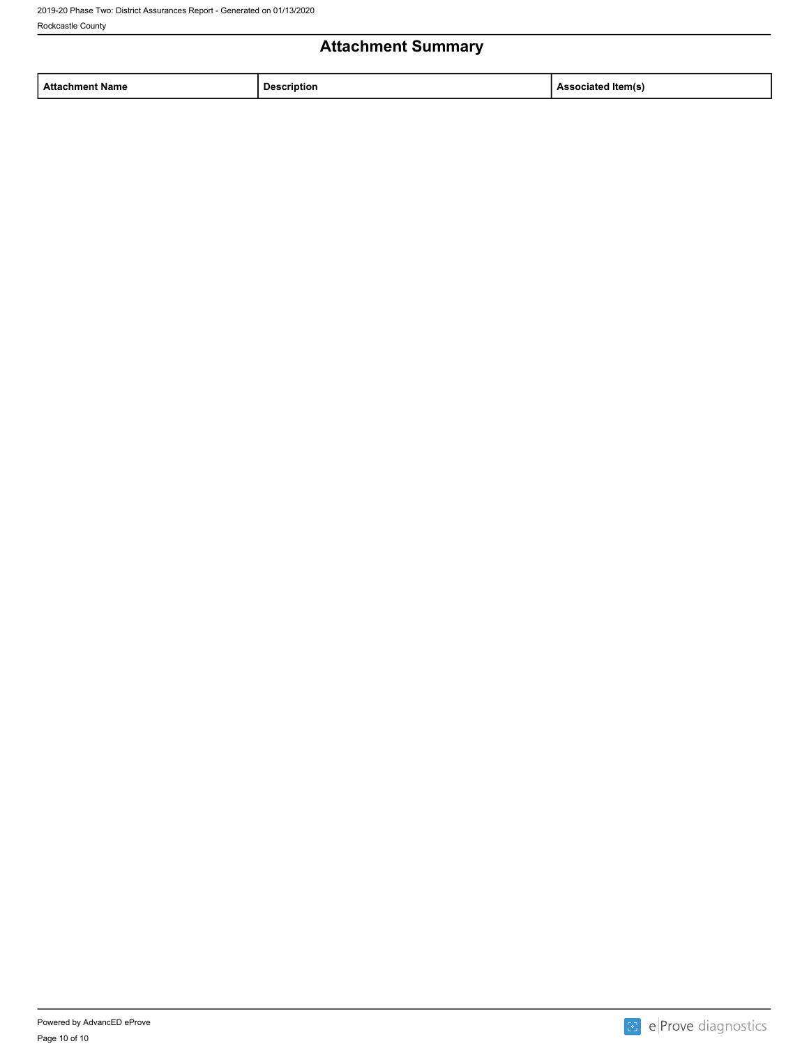# Attachment Summary

| Attachment Name | Description | Associated Item(s) |
| --- | --- | --- |